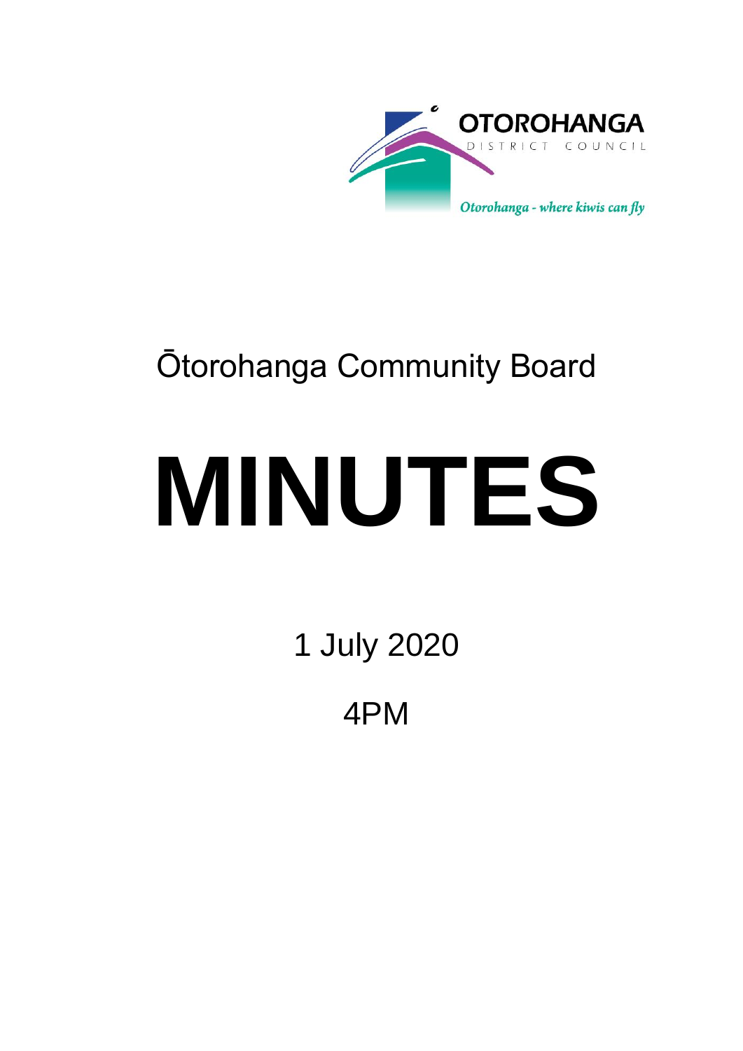OTOROHANGA

DISTRICT COUNCIL

*Otorohanga - where kiwis can fly*

# Ōtorohanga Community Board

# MINUTES

1 July 2020

4PM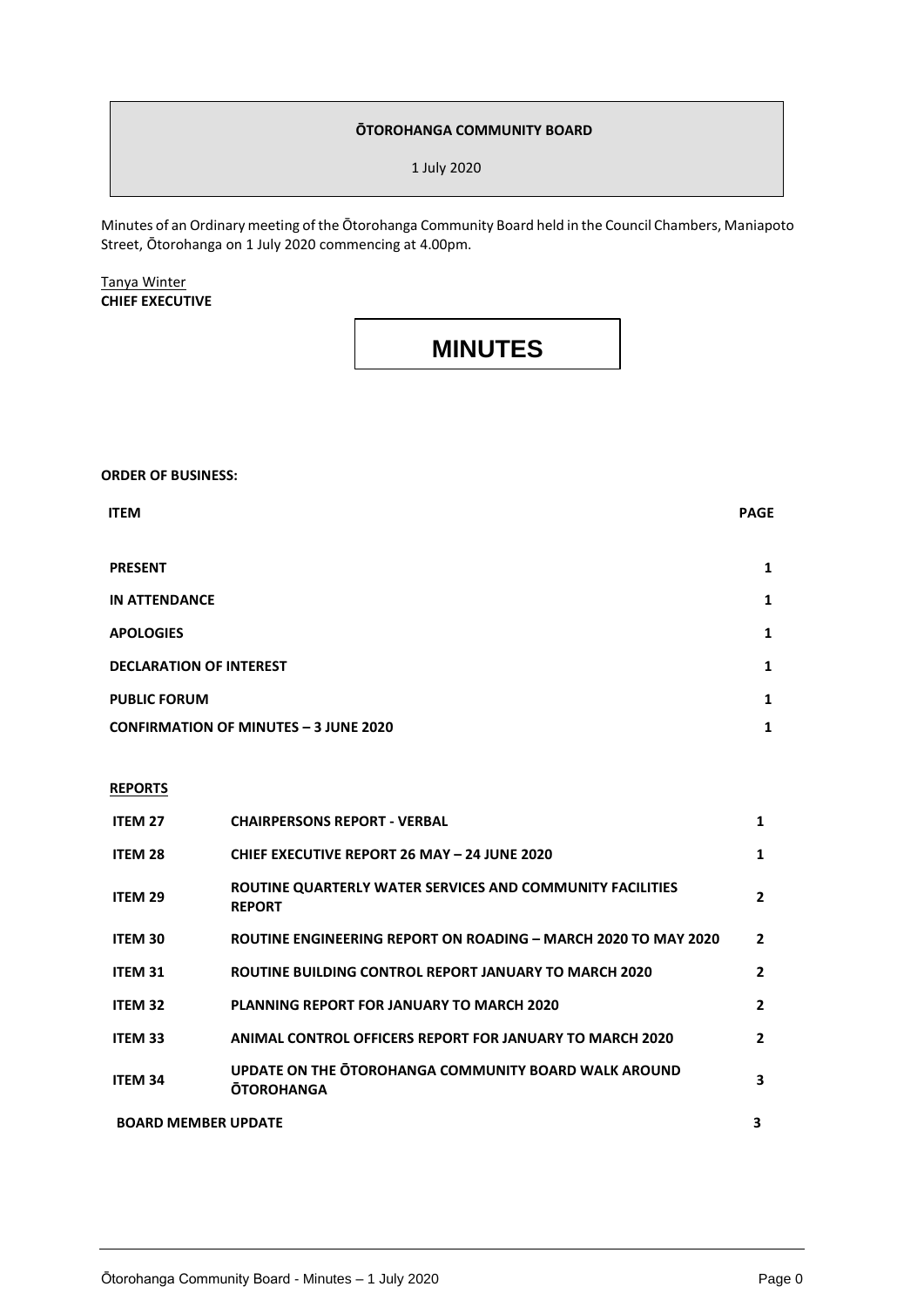**ŌTOROHANGA COMMUNITY BOARD**

1 July 2020

Minutes of an Ordinary meeting of the Ōtorohanga Community Board held in the Council Chambers, Maniapoto Street, Ōtorohanga on 1 July 2020 commencing at 4.00pm.

Tanya Winter
**CHIEF EXECUTIVE**

# MINUTES

**ORDER OF BUSINESS:**

| **ITEM** | | **PAGE** |
|---|---|---|
| **PRESENT** | | 1 |
| **IN ATTENDANCE** | | 1 |
| **APOLOGIES** | | 1 |
| **DECLARATION OF INTEREST** | | 1 |
| **PUBLIC FORUM** | | 1 |
| **CONFIRMATION OF MINUTES – 3 JUNE 2020** | | 1 |

**REPORTS**

| | | |
|---|---|---|
| **ITEM 27** | **CHAIRPERSONS REPORT - VERBAL** | 1 |
| **ITEM 28** | **CHIEF EXECUTIVE REPORT 26 MAY – 24 JUNE 2020** | 1 |
| **ITEM 29** | **ROUTINE QUARTERLY WATER SERVICES AND COMMUNITY FACILITIES REPORT** | 2 |
| **ITEM 30** | **ROUTINE ENGINEERING REPORT ON ROADING – MARCH 2020 TO MAY 2020** | 2 |
| **ITEM 31** | **ROUTINE BUILDING CONTROL REPORT JANUARY TO MARCH 2020** | 2 |
| **ITEM 32** | **PLANNING REPORT FOR JANUARY TO MARCH 2020** | 2 |
| **ITEM 33** | **ANIMAL CONTROL OFFICERS REPORT FOR JANUARY TO MARCH 2020** | 2 |
| **ITEM 34** | **UPDATE ON THE ŌTOROHANGA COMMUNITY BOARD WALK AROUND ŌTOROHANGA** | 3 |
| **BOARD MEMBER UPDATE** | | 3 |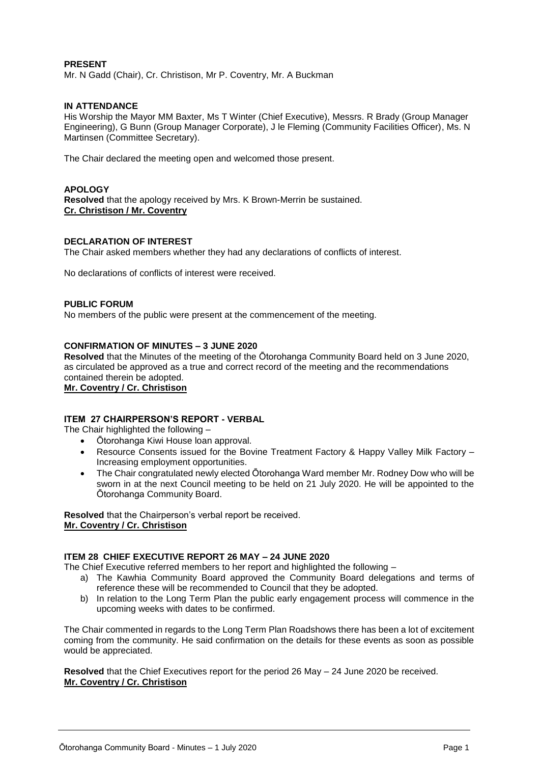**PRESENT**

Mr. N Gadd (Chair), Cr. Christison, Mr P. Coventry, Mr. A Buckman

**IN ATTENDANCE**

His Worship the Mayor MM Baxter, Ms T Winter (Chief Executive), Messrs. R Brady (Group Manager Engineering), G Bunn (Group Manager Corporate), J le Fleming (Community Facilities Officer), Ms. N Martinsen (Committee Secretary).

The Chair declared the meeting open and welcomed those present.

**APOLOGY**

**Resolved** that the apology received by Mrs. K Brown-Merrin be sustained.
**Cr. Christison / Mr. Coventry**

**DECLARATION OF INTEREST**

The Chair asked members whether they had any declarations of conflicts of interest.

No declarations of conflicts of interest were received.

**PUBLIC FORUM**

No members of the public were present at the commencement of the meeting.

**CONFIRMATION OF MINUTES – 3 JUNE 2020**

**Resolved** that the Minutes of the meeting of the Ōtorohanga Community Board held on 3 June 2020, as circulated be approved as a true and correct record of the meeting and the recommendations contained therein be adopted.
**Mr. Coventry / Cr. Christison**

**ITEM 27 CHAIRPERSON'S REPORT - VERBAL**

The Chair highlighted the following –

- Ōtorohanga Kiwi House loan approval.
- Resource Consents issued for the Bovine Treatment Factory & Happy Valley Milk Factory – Increasing employment opportunities.
- The Chair congratulated newly elected Ōtorohanga Ward member Mr. Rodney Dow who will be sworn in at the next Council meeting to be held on 21 July 2020. He will be appointed to the Ōtorohanga Community Board.

**Resolved** that the Chairperson's verbal report be received.
**Mr. Coventry / Cr. Christison**

**ITEM 28 CHIEF EXECUTIVE REPORT 26 MAY – 24 JUNE 2020**

The Chief Executive referred members to her report and highlighted the following –

a) The Kawhia Community Board approved the Community Board delegations and terms of reference these will be recommended to Council that they be adopted.
b) In relation to the Long Term Plan the public early engagement process will commence in the upcoming weeks with dates to be confirmed.

The Chair commented in regards to the Long Term Plan Roadshows there has been a lot of excitement coming from the community. He said confirmation on the details for these events as soon as possible would be appreciated.

**Resolved** that the Chief Executives report for the period 26 May – 24 June 2020 be received.
**Mr. Coventry / Cr. Christison**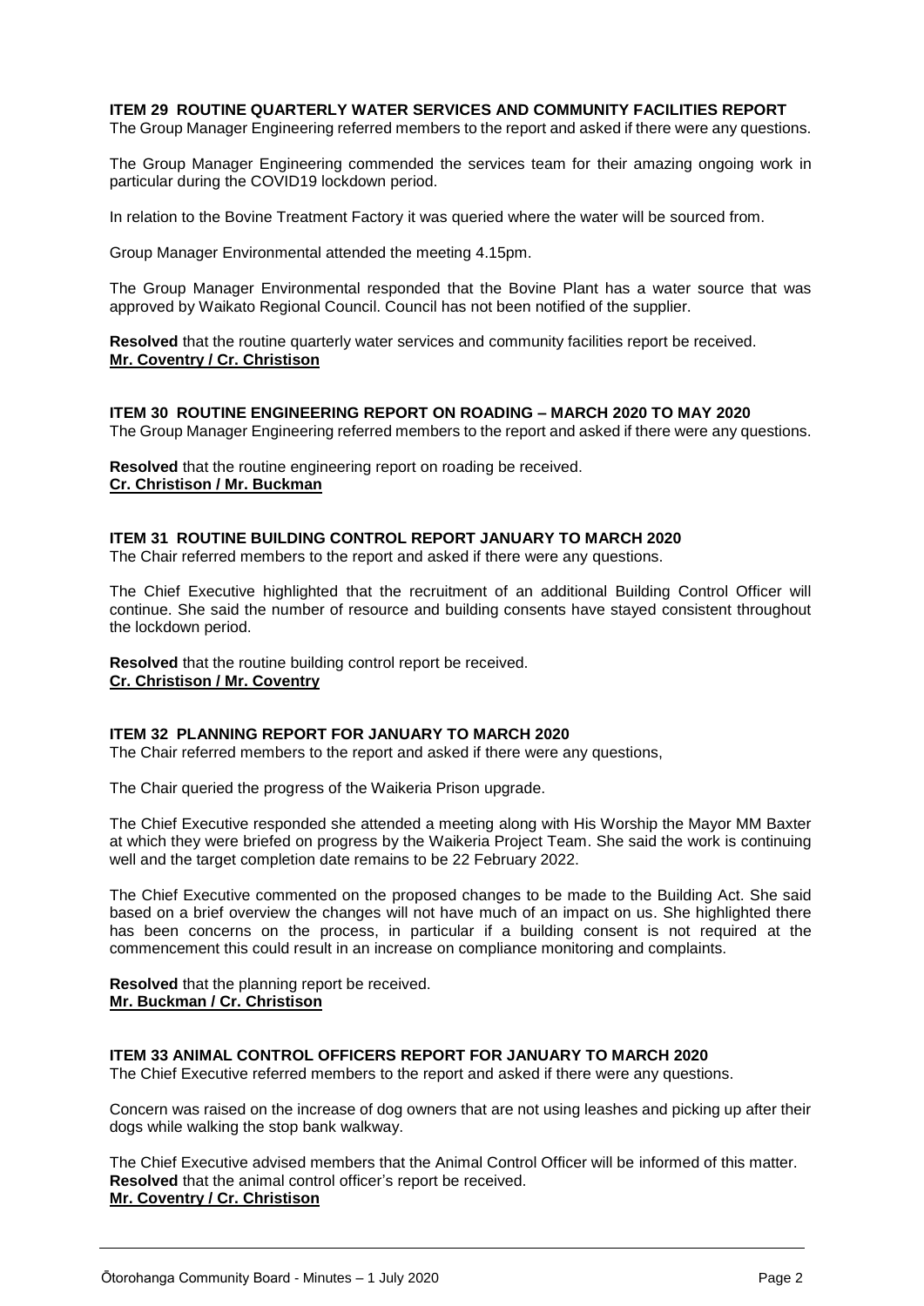**ITEM 29 ROUTINE QUARTERLY WATER SERVICES AND COMMUNITY FACILITIES REPORT**
The Group Manager Engineering referred members to the report and asked if there were any questions.

The Group Manager Engineering commended the services team for their amazing ongoing work in particular during the COVID19 lockdown period.

In relation to the Bovine Treatment Factory it was queried where the water will be sourced from.

Group Manager Environmental attended the meeting 4.15pm.

The Group Manager Environmental responded that the Bovine Plant has a water source that was approved by Waikato Regional Council. Council has not been notified of the supplier.

**Resolved** that the routine quarterly water services and community facilities report be received.
**Mr. Coventry / Cr. Christison**

**ITEM 30 ROUTINE ENGINEERING REPORT ON ROADING – MARCH 2020 TO MAY 2020**
The Group Manager Engineering referred members to the report and asked if there were any questions.

**Resolved** that the routine engineering report on roading be received.
**Cr. Christison / Mr. Buckman**

**ITEM 31 ROUTINE BUILDING CONTROL REPORT JANUARY TO MARCH 2020**
The Chair referred members to the report and asked if there were any questions.

The Chief Executive highlighted that the recruitment of an additional Building Control Officer will continue. She said the number of resource and building consents have stayed consistent throughout the lockdown period.

**Resolved** that the routine building control report be received.
**Cr. Christison / Mr. Coventry**

**ITEM 32 PLANNING REPORT FOR JANUARY TO MARCH 2020**
The Chair referred members to the report and asked if there were any questions,

The Chair queried the progress of the Waikeria Prison upgrade.

The Chief Executive responded she attended a meeting along with His Worship the Mayor MM Baxter at which they were briefed on progress by the Waikeria Project Team. She said the work is continuing well and the target completion date remains to be 22 February 2022.

The Chief Executive commented on the proposed changes to be made to the Building Act. She said based on a brief overview the changes will not have much of an impact on us. She highlighted there has been concerns on the process, in particular if a building consent is not required at the commencement this could result in an increase on compliance monitoring and complaints.

**Resolved** that the planning report be received.
**Mr. Buckman / Cr. Christison**

**ITEM 33 ANIMAL CONTROL OFFICERS REPORT FOR JANUARY TO MARCH 2020**
The Chief Executive referred members to the report and asked if there were any questions.

Concern was raised on the increase of dog owners that are not using leashes and picking up after their dogs while walking the stop bank walkway.

The Chief Executive advised members that the Animal Control Officer will be informed of this matter.
**Resolved** that the animal control officer's report be received.
**Mr. Coventry / Cr. Christison**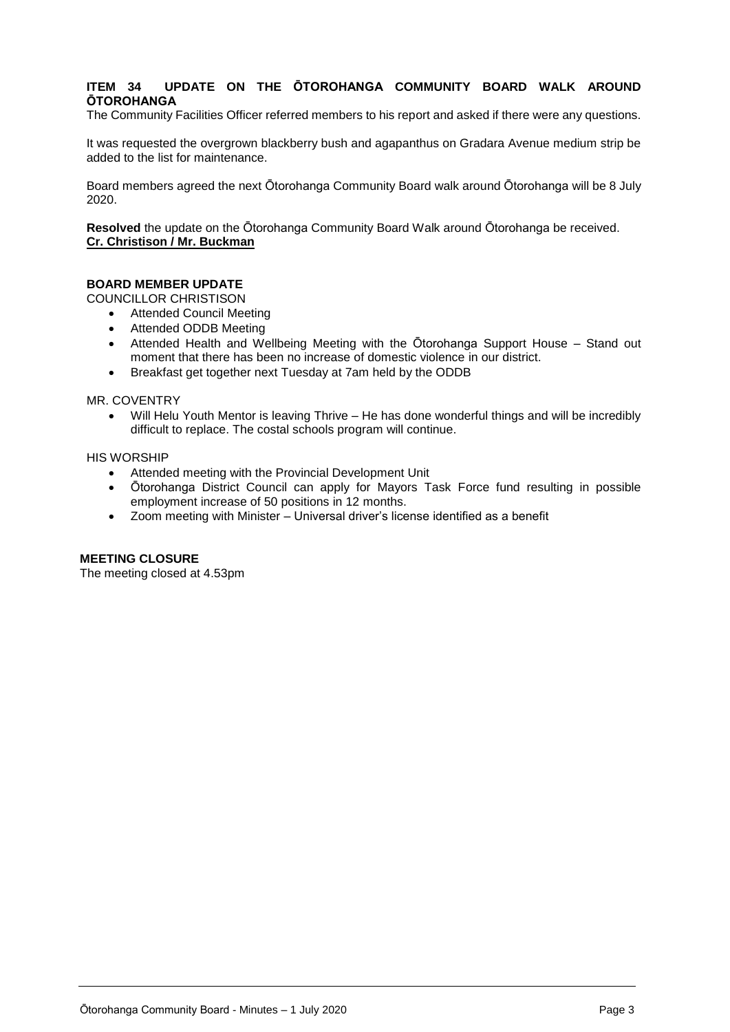**ITEM 34 UPDATE ON THE ŌTOROHANGA COMMUNITY BOARD WALK AROUND ŌTOROHANGA**

The Community Facilities Officer referred members to his report and asked if there were any questions.

It was requested the overgrown blackberry bush and agapanthus on Gradara Avenue medium strip be added to the list for maintenance.

Board members agreed the next Ōtorohanga Community Board walk around Ōtorohanga will be 8 July 2020.

**Resolved** the update on the Ōtorohanga Community Board Walk around Ōtorohanga be received.
**Cr. Christison / Mr. Buckman**

**BOARD MEMBER UPDATE**

COUNCILLOR CHRISTISON

- Attended Council Meeting
- Attended ODDB Meeting
- Attended Health and Wellbeing Meeting with the Ōtorohanga Support House – Stand out moment that there has been no increase of domestic violence in our district.
- Breakfast get together next Tuesday at 7am held by the ODDB

MR. COVENTRY

- Will Helu Youth Mentor is leaving Thrive – He has done wonderful things and will be incredibly difficult to replace. The costal schools program will continue.

HIS WORSHIP

- Attended meeting with the Provincial Development Unit
- Ōtorohanga District Council can apply for Mayors Task Force fund resulting in possible employment increase of 50 positions in 12 months.
- Zoom meeting with Minister – Universal driver's license identified as a benefit

**MEETING CLOSURE**

The meeting closed at 4.53pm